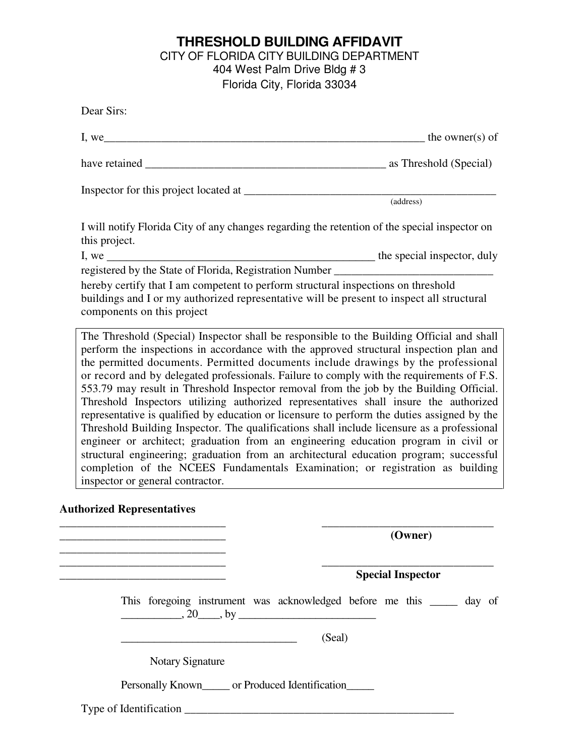# THRESHOLD BUILDING AFFIDAVIT

CITY OF FLORIDA CITY BUILDING DEPARTMENT
404 West Palm Drive Bldg # 3
Florida City, Florida 33034

Dear Sirs:

I, we___________________________________________________________ the owner(s) of

have retained ___________________________________________ as Threshold (Special)

Inspector for this project located at ______________________________________________
(address)

I will notify Florida City of any changes regarding the retention of the special inspector on this project.

I, we ________________________________________________ the special inspector, duly registered by the State of Florida, Registration Number _____________________________
hereby certify that I am competent to perform structural inspections on threshold buildings and I or my authorized representative will be present to inspect all structural components on this project

The Threshold (Special) Inspector shall be responsible to the Building Official and shall perform the inspections in accordance with the approved structural inspection plan and the permitted documents. Permitted documents include drawings by the professional or record and by delegated professionals. Failure to comply with the requirements of F.S. 553.79 may result in Threshold Inspector removal from the job by the Building Official. Threshold Inspectors utilizing authorized representatives shall insure the authorized representative is qualified by education or licensure to perform the duties assigned by the Threshold Building Inspector. The qualifications shall include licensure as a professional engineer or architect; graduation from an engineering education program in civil or structural engineering; graduation from an architectural education program; successful completion of the NCEES Fundamentals Examination; or registration as building inspector or general contractor.

**Authorized Representatives**

_____________________________
_____________________________
_____________________________
_____________________________
_____________________________

_______________________________
**(Owner)**

_______________________________
**Special Inspector**

This foregoing instrument was acknowledged before me this _____ day of ___________, 20____, by _________________________

_______________________________ (Seal)

Notary Signature

Personally Known_____ or Produced Identification_____

Type of Identification ___________________________________________________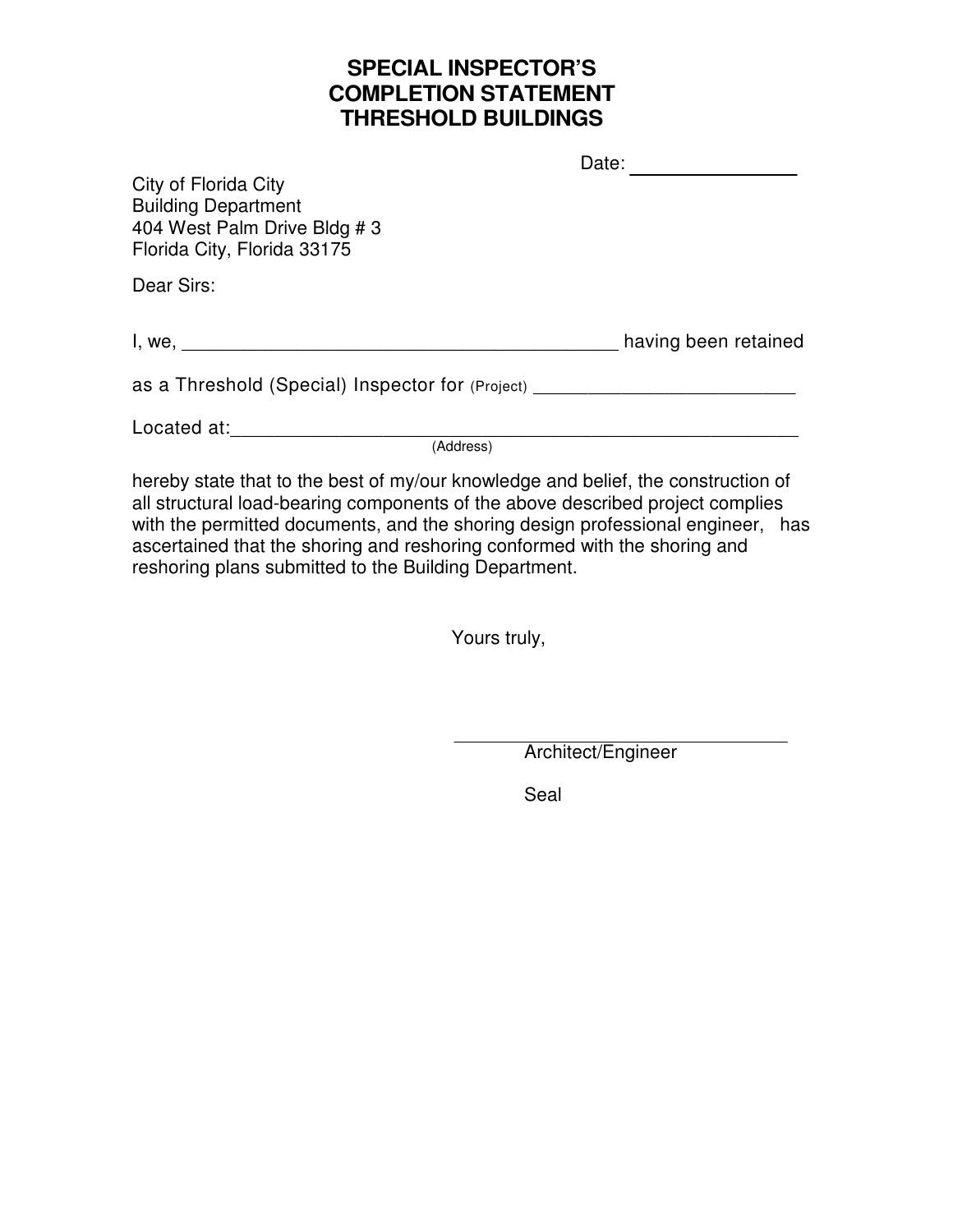# SPECIAL INSPECTOR'S COMPLETION STATEMENT THRESHOLD BUILDINGS

Date: _______________

City of Florida City
Building Department
404 West Palm Drive Bldg # 3
Florida City, Florida 33175

Dear Sirs:

I, we, ________________________________________ having been retained

as a Threshold (Special) Inspector for (Project) ________________________

Located at:______________________________________________________
(Address)

hereby state that to the best of my/our knowledge and belief, the construction of all structural load-bearing components of the above described project complies with the permitted documents, and the shoring design professional engineer, has ascertained that the shoring and reshoring conformed with the shoring and reshoring plans submitted to the Building Department.

Yours truly,

________________________________
Architect/Engineer

Seal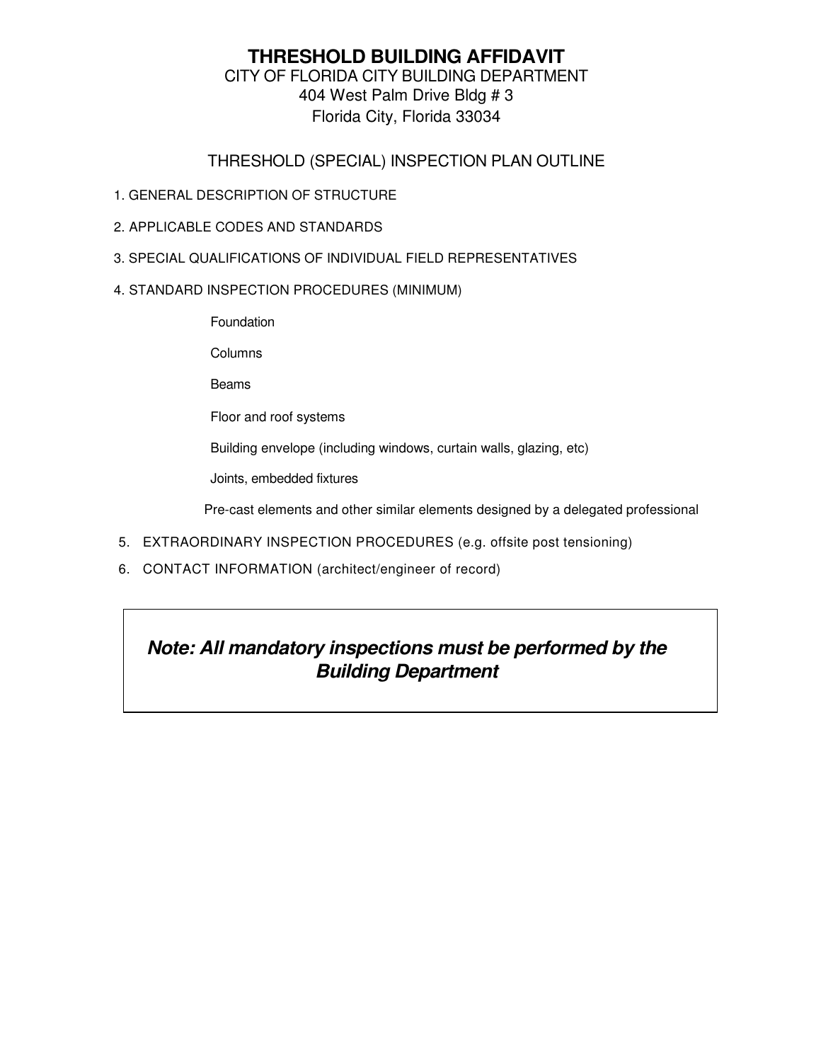# THRESHOLD BUILDING AFFIDAVIT

CITY OF FLORIDA CITY BUILDING DEPARTMENT
404 West Palm Drive Bldg # 3
Florida City, Florida 33034

## THRESHOLD (SPECIAL) INSPECTION PLAN OUTLINE

1. GENERAL DESCRIPTION OF STRUCTURE
2. APPLICABLE CODES AND STANDARDS
3. SPECIAL QUALIFICATIONS OF INDIVIDUAL FIELD REPRESENTATIVES
4. STANDARD INSPECTION PROCEDURES (MINIMUM)
   - Foundation
   - Columns
   - Beams
   - Floor and roof systems
   - Building envelope (including windows, curtain walls, glazing, etc)
   - Joints, embedded fixtures
   - Pre-cast elements and other similar elements designed by a delegated professional
5. EXTRAORDINARY INSPECTION PROCEDURES (e.g. offsite post tensioning)
6. CONTACT INFORMATION (architect/engineer of record)

***Note: All mandatory inspections must be performed by the Building Department***